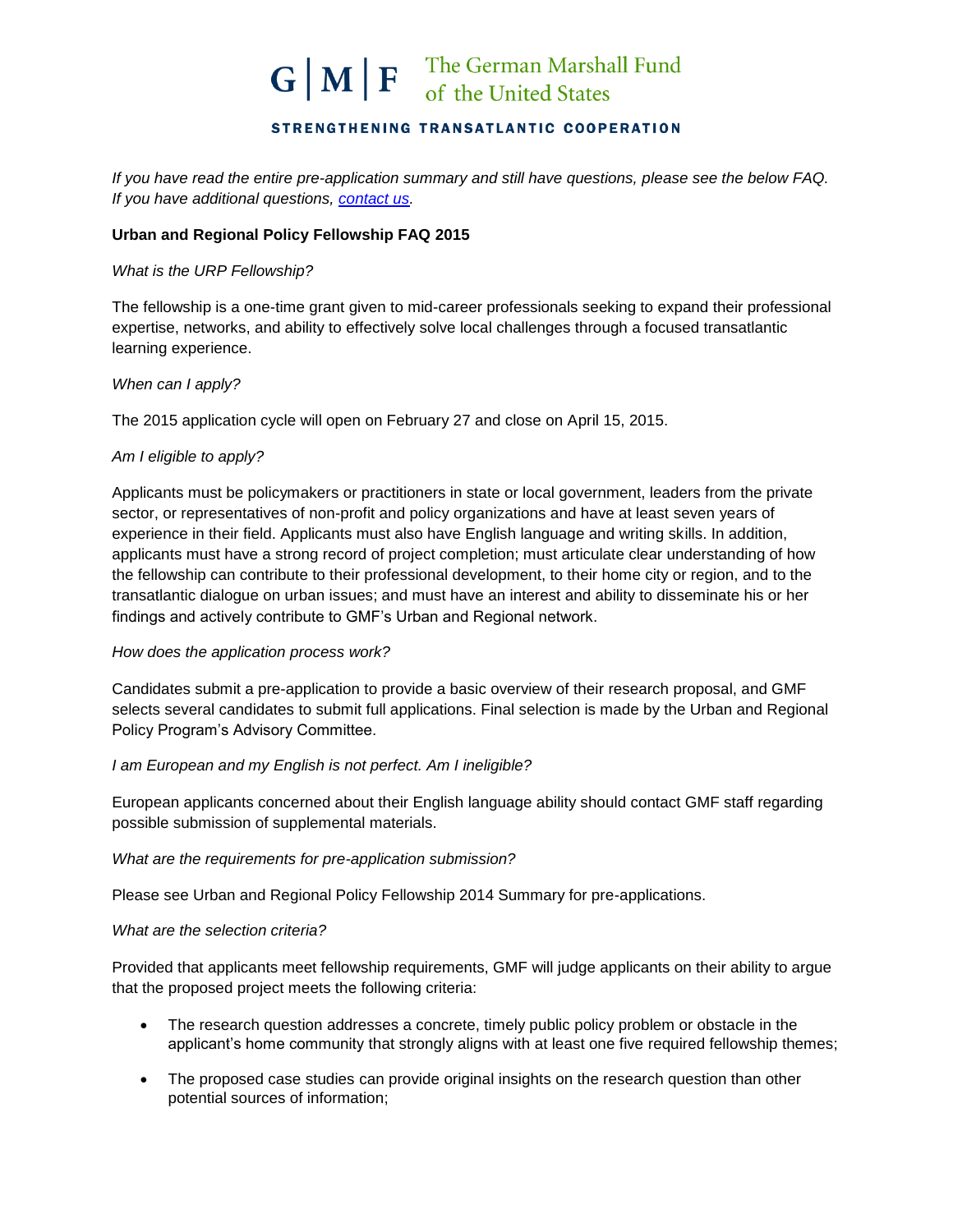G | M | F The German Marshall Fund of the United States

STRENGTHENING TRANSATLANTIC COOPERATION

*If you have read the entire pre-application summary and still have questions, please see the below FAQ. If you have additional questions, [contact us](contact us).*

**Urban and Regional Policy Fellowship FAQ 2015**

*What is the URP Fellowship?*

The fellowship is a one-time grant given to mid-career professionals seeking to expand their professional expertise, networks, and ability to effectively solve local challenges through a focused transatlantic learning experience.

*When can I apply?*

The 2015 application cycle will open on February 27 and close on April 15, 2015.

*Am I eligible to apply?*

Applicants must be policymakers or practitioners in state or local government, leaders from the private sector, or representatives of non-profit and policy organizations and have at least seven years of experience in their field. Applicants must also have English language and writing skills. In addition, applicants must have a strong record of project completion; must articulate clear understanding of how the fellowship can contribute to their professional development, to their home city or region, and to the transatlantic dialogue on urban issues; and must have an interest and ability to disseminate his or her findings and actively contribute to GMF's Urban and Regional network.

*How does the application process work?*

Candidates submit a pre-application to provide a basic overview of their research proposal, and GMF selects several candidates to submit full applications. Final selection is made by the Urban and Regional Policy Program's Advisory Committee.

*I am European and my English is not perfect. Am I ineligible?*

European applicants concerned about their English language ability should contact GMF staff regarding possible submission of supplemental materials.

*What are the requirements for pre-application submission?*

Please see Urban and Regional Policy Fellowship 2014 Summary for pre-applications.

*What are the selection criteria?*

Provided that applicants meet fellowship requirements, GMF will judge applicants on their ability to argue that the proposed project meets the following criteria:

- The research question addresses a concrete, timely public policy problem or obstacle in the applicant's home community that strongly aligns with at least one five required fellowship themes;
- The proposed case studies can provide original insights on the research question than other potential sources of information;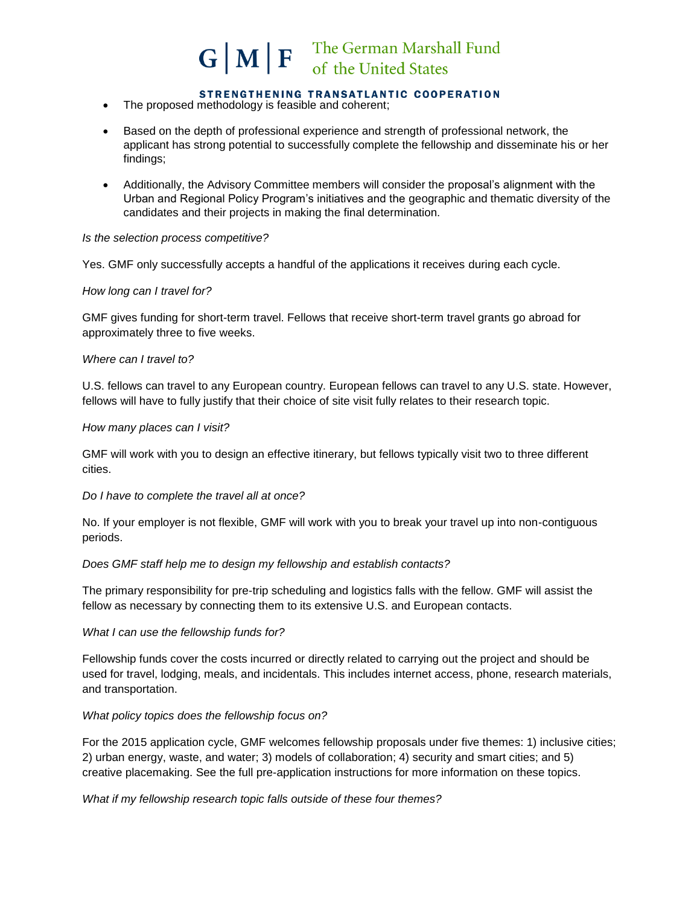- The proposed methodology is feasible and coherent;
- Based on the depth of professional experience and strength of professional network, the applicant has strong potential to successfully complete the fellowship and disseminate his or her findings;
- Additionally, the Advisory Committee members will consider the proposal's alignment with the Urban and Regional Policy Program's initiatives and the geographic and thematic diversity of the candidates and their projects in making the final determination.

*Is the selection process competitive?*

Yes. GMF only successfully accepts a handful of the applications it receives during each cycle.

*How long can I travel for?*

GMF gives funding for short-term travel. Fellows that receive short-term travel grants go abroad for approximately three to five weeks.

*Where can I travel to?*

U.S. fellows can travel to any European country. European fellows can travel to any U.S. state. However, fellows will have to fully justify that their choice of site visit fully relates to their research topic.

*How many places can I visit?*

GMF will work with you to design an effective itinerary, but fellows typically visit two to three different cities.

*Do I have to complete the travel all at once?*

No. If your employer is not flexible, GMF will work with you to break your travel up into non-contiguous periods.

*Does GMF staff help me to design my fellowship and establish contacts?*

The primary responsibility for pre-trip scheduling and logistics falls with the fellow. GMF will assist the fellow as necessary by connecting them to its extensive U.S. and European contacts.

*What I can use the fellowship funds for?*

Fellowship funds cover the costs incurred or directly related to carrying out the project and should be used for travel, lodging, meals, and incidentals. This includes internet access, phone, research materials, and transportation.

*What policy topics does the fellowship focus on?*

For the 2015 application cycle, GMF welcomes fellowship proposals under five themes: 1) inclusive cities; 2) urban energy, waste, and water; 3) models of collaboration; 4) security and smart cities; and 5) creative placemaking. See the full pre-application instructions for more information on these topics.

*What if my fellowship research topic falls outside of these four themes?*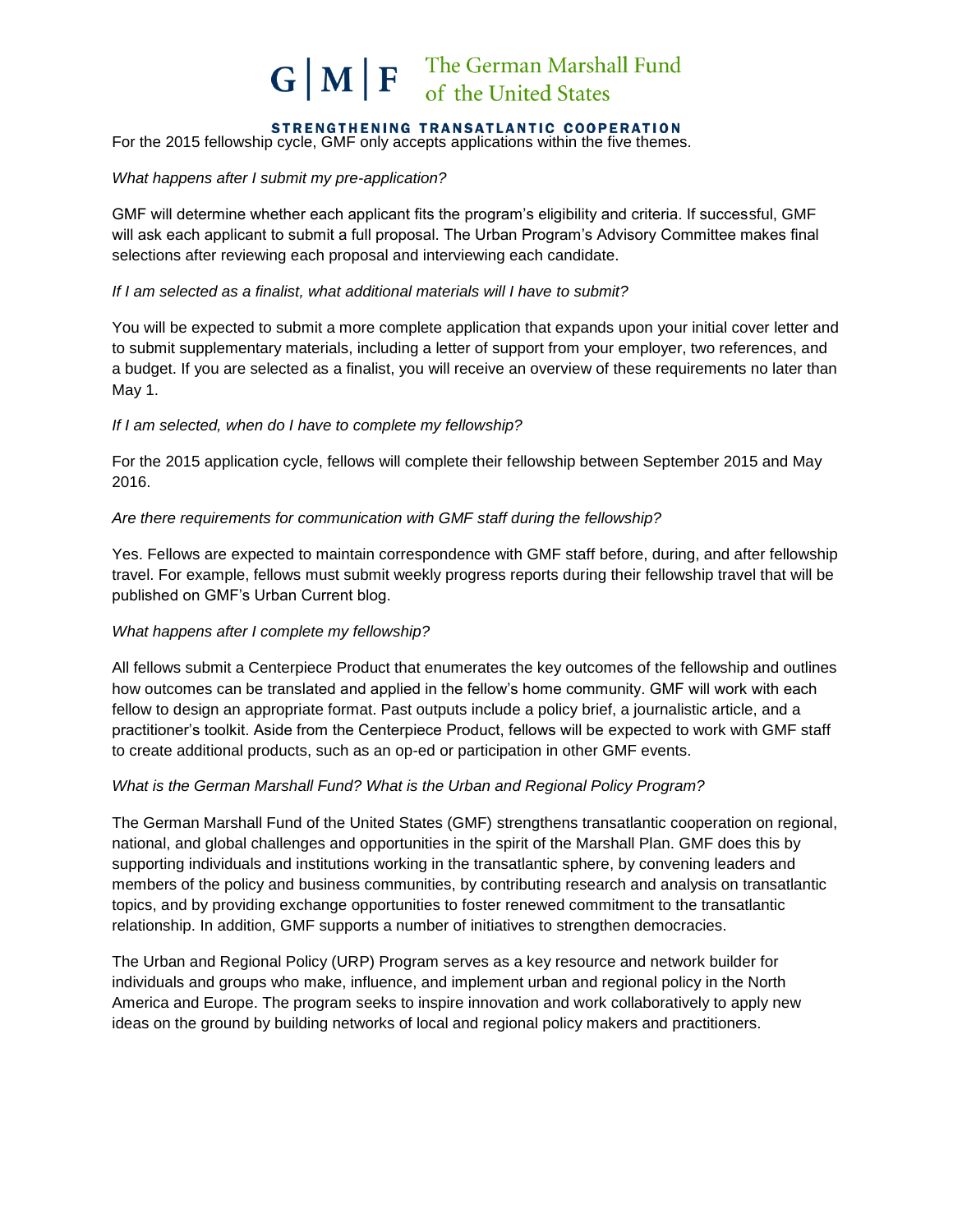For the 2015 fellowship cycle, GMF only accepts applications within the five themes.

*What happens after I submit my pre-application?*

GMF will determine whether each applicant fits the program's eligibility and criteria. If successful, GMF will ask each applicant to submit a full proposal. The Urban Program's Advisory Committee makes final selections after reviewing each proposal and interviewing each candidate.

*If I am selected as a finalist, what additional materials will I have to submit?*

You will be expected to submit a more complete application that expands upon your initial cover letter and to submit supplementary materials, including a letter of support from your employer, two references, and a budget. If you are selected as a finalist, you will receive an overview of these requirements no later than May 1.

*If I am selected, when do I have to complete my fellowship?*

For the 2015 application cycle, fellows will complete their fellowship between September 2015 and May 2016.

*Are there requirements for communication with GMF staff during the fellowship?*

Yes. Fellows are expected to maintain correspondence with GMF staff before, during, and after fellowship travel. For example, fellows must submit weekly progress reports during their fellowship travel that will be published on GMF's Urban Current blog.

*What happens after I complete my fellowship?*

All fellows submit a Centerpiece Product that enumerates the key outcomes of the fellowship and outlines how outcomes can be translated and applied in the fellow's home community. GMF will work with each fellow to design an appropriate format. Past outputs include a policy brief, a journalistic article, and a practitioner's toolkit. Aside from the Centerpiece Product, fellows will be expected to work with GMF staff to create additional products, such as an op-ed or participation in other GMF events.

*What is the German Marshall Fund? What is the Urban and Regional Policy Program?*

The German Marshall Fund of the United States (GMF) strengthens transatlantic cooperation on regional, national, and global challenges and opportunities in the spirit of the Marshall Plan. GMF does this by supporting individuals and institutions working in the transatlantic sphere, by convening leaders and members of the policy and business communities, by contributing research and analysis on transatlantic topics, and by providing exchange opportunities to foster renewed commitment to the transatlantic relationship. In addition, GMF supports a number of initiatives to strengthen democracies.

The Urban and Regional Policy (URP) Program serves as a key resource and network builder for individuals and groups who make, influence, and implement urban and regional policy in the North America and Europe. The program seeks to inspire innovation and work collaboratively to apply new ideas on the ground by building networks of local and regional policy makers and practitioners.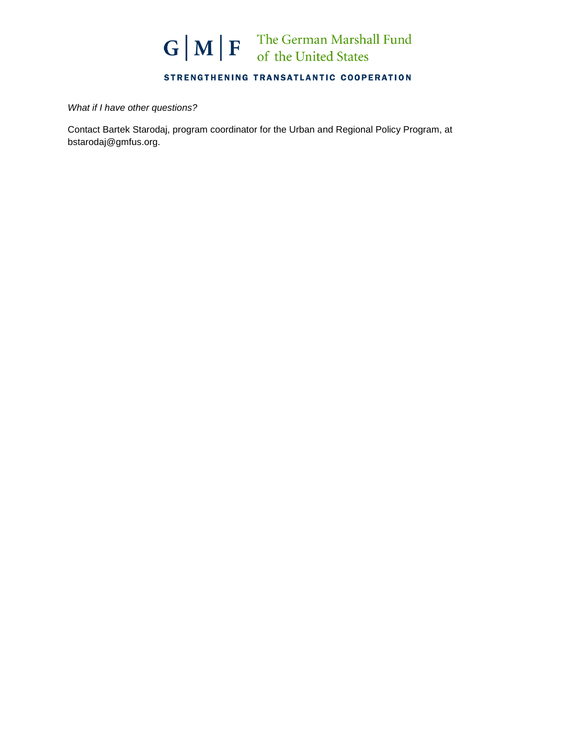*What if I have other questions?*

Contact Bartek Starodaj, program coordinator for the Urban and Regional Policy Program, at bstarodaj@gmfus.org.